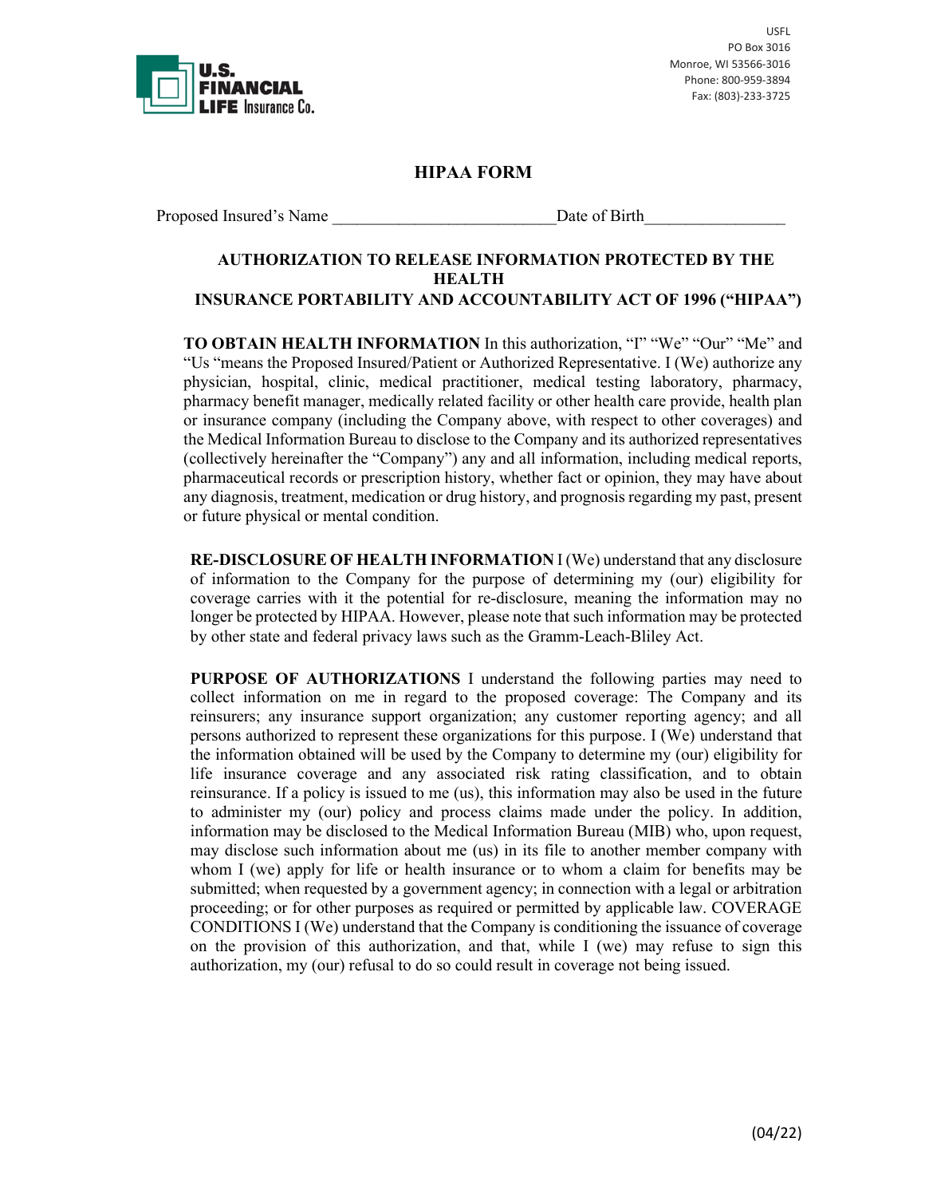U.S. FINANCIAL LIFE Insurance Co.

USFL
PO Box 3016
Monroe, WI 53566-3016
Phone: 800-959-3894
Fax: (803)-233-3725

# HIPAA FORM

Proposed Insured's Name ___________________________ Date of Birth_________________

## AUTHORIZATION TO RELEASE INFORMATION PROTECTED BY THE HEALTH INSURANCE PORTABILITY AND ACCOUNTABILITY ACT OF 1996 ("HIPAA")

**TO OBTAIN HEALTH INFORMATION** In this authorization, "I" "We" "Our" "Me" and "Us "means the Proposed Insured/Patient or Authorized Representative. I (We) authorize any physician, hospital, clinic, medical practitioner, medical testing laboratory, pharmacy, pharmacy benefit manager, medically related facility or other health care provide, health plan or insurance company (including the Company above, with respect to other coverages) and the Medical Information Bureau to disclose to the Company and its authorized representatives (collectively hereinafter the "Company") any and all information, including medical reports, pharmaceutical records or prescription history, whether fact or opinion, they may have about any diagnosis, treatment, medication or drug history, and prognosis regarding my past, present or future physical or mental condition.

**RE-DISCLOSURE OF HEALTH INFORMATION** I (We) understand that any disclosure of information to the Company for the purpose of determining my (our) eligibility for coverage carries with it the potential for re-disclosure, meaning the information may no longer be protected by HIPAA. However, please note that such information may be protected by other state and federal privacy laws such as the Gramm-Leach-Bliley Act.

**PURPOSE OF AUTHORIZATIONS** I understand the following parties may need to collect information on me in regard to the proposed coverage: The Company and its reinsurers; any insurance support organization; any customer reporting agency; and all persons authorized to represent these organizations for this purpose. I (We) understand that the information obtained will be used by the Company to determine my (our) eligibility for life insurance coverage and any associated risk rating classification, and to obtain reinsurance. If a policy is issued to me (us), this information may also be used in the future to administer my (our) policy and process claims made under the policy. In addition, information may be disclosed to the Medical Information Bureau (MIB) who, upon request, may disclose such information about me (us) in its file to another member company with whom I (we) apply for life or health insurance or to whom a claim for benefits may be submitted; when requested by a government agency; in connection with a legal or arbitration proceeding; or for other purposes as required or permitted by applicable law. COVERAGE CONDITIONS I (We) understand that the Company is conditioning the issuance of coverage on the provision of this authorization, and that, while I (we) may refuse to sign this authorization, my (our) refusal to do so could result in coverage not being issued.

(04/22)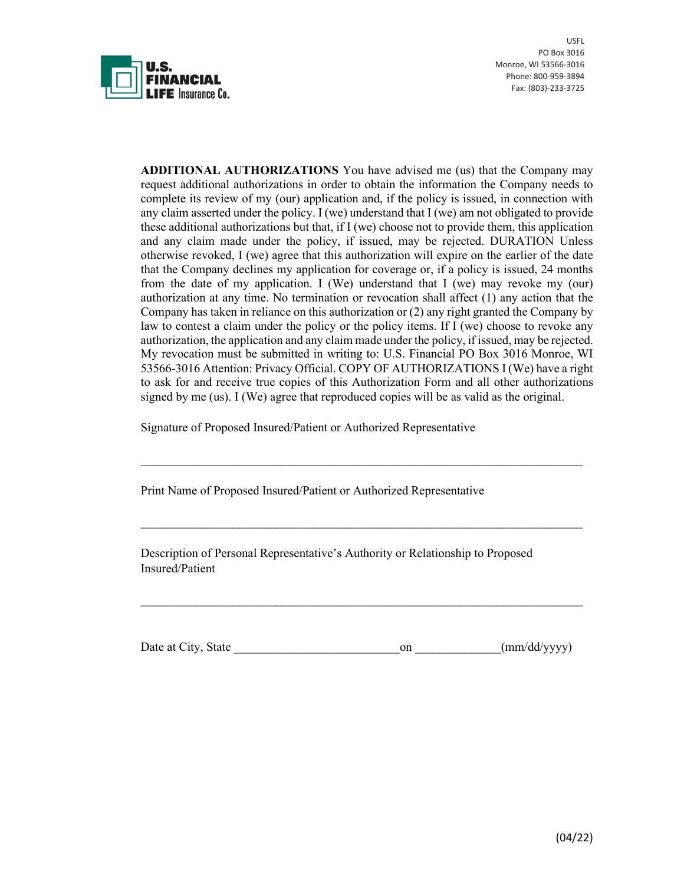USFL
PO Box 3016
Monroe, WI 53566-3016
Phone: 800-959-3894
Fax: (803)-233-3725

**ADDITIONAL AUTHORIZATIONS** You have advised me (us) that the Company may request additional authorizations in order to obtain the information the Company needs to complete its review of my (our) application and, if the policy is issued, in connection with any claim asserted under the policy. I (we) understand that I (we) am not obligated to provide these additional authorizations but that, if I (we) choose not to provide them, this application and any claim made under the policy, if issued, may be rejected. DURATION Unless otherwise revoked, I (we) agree that this authorization will expire on the earlier of the date that the Company declines my application for coverage or, if a policy is issued, 24 months from the date of my application. I (We) understand that I (we) may revoke my (our) authorization at any time. No termination or revocation shall affect (1) any action that the Company has taken in reliance on this authorization or (2) any right granted the Company by law to contest a claim under the policy or the policy items. If I (we) choose to revoke any authorization, the application and any claim made under the policy, if issued, may be rejected. My revocation must be submitted in writing to: U.S. Financial PO Box 3016 Monroe, WI 53566-3016 Attention: Privacy Official. COPY OF AUTHORIZATIONS I (We) have a right to ask for and receive true copies of this Authorization Form and all other authorizations signed by me (us). I (We) agree that reproduced copies will be as valid as the original.

Signature of Proposed Insured/Patient or Authorized Representative

\_\_\_\_\_\_\_\_\_\_\_\_\_\_\_\_\_\_\_\_\_\_\_\_\_\_\_\_\_\_\_\_\_\_\_\_\_\_\_\_\_\_\_\_\_\_\_\_\_\_\_\_\_\_\_\_\_\_\_\_\_\_\_\_\_\_\_\_\_\_

Print Name of Proposed Insured/Patient or Authorized Representative

\_\_\_\_\_\_\_\_\_\_\_\_\_\_\_\_\_\_\_\_\_\_\_\_\_\_\_\_\_\_\_\_\_\_\_\_\_\_\_\_\_\_\_\_\_\_\_\_\_\_\_\_\_\_\_\_\_\_\_\_\_\_\_\_\_\_\_\_\_\_

Description of Personal Representative's Authority or Relationship to Proposed Insured/Patient

\_\_\_\_\_\_\_\_\_\_\_\_\_\_\_\_\_\_\_\_\_\_\_\_\_\_\_\_\_\_\_\_\_\_\_\_\_\_\_\_\_\_\_\_\_\_\_\_\_\_\_\_\_\_\_\_\_\_\_\_\_\_\_\_\_\_\_\_\_\_

Date at City, State \_\_\_\_\_\_\_\_\_\_\_\_\_\_\_\_\_\_\_\_\_\_\_\_\_\_\_ on \_\_\_\_\_\_\_\_\_\_\_\_\_(mm/dd/yyyy)

(04/22)